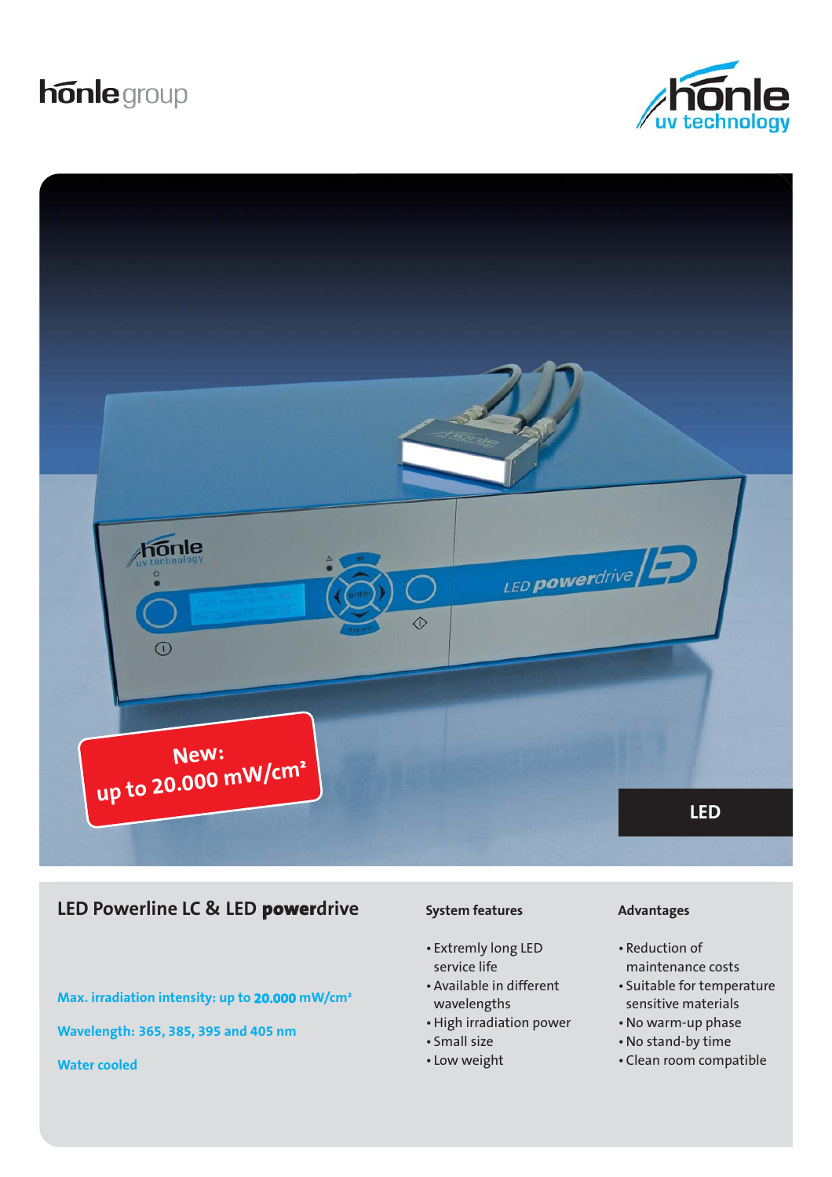hönle group

hönle uv technology

New:
up to 20.000 mW/cm²

LED

## LED Powerline LC & LED **power**drive

**Max. irradiation intensity: up to 20.000 mW/cm²**

**Wavelength: 365, 385, 395 and 405 nm**

**Water cooled**

### System features

- Extremly long LED service life
- Available in different wavelengths
- High irradiation power
- Small size
- Low weight

### Advantages

- Reduction of maintenance costs
- Suitable for temperature sensitive materials
- No warm-up phase
- No stand-by time
- Clean room compatible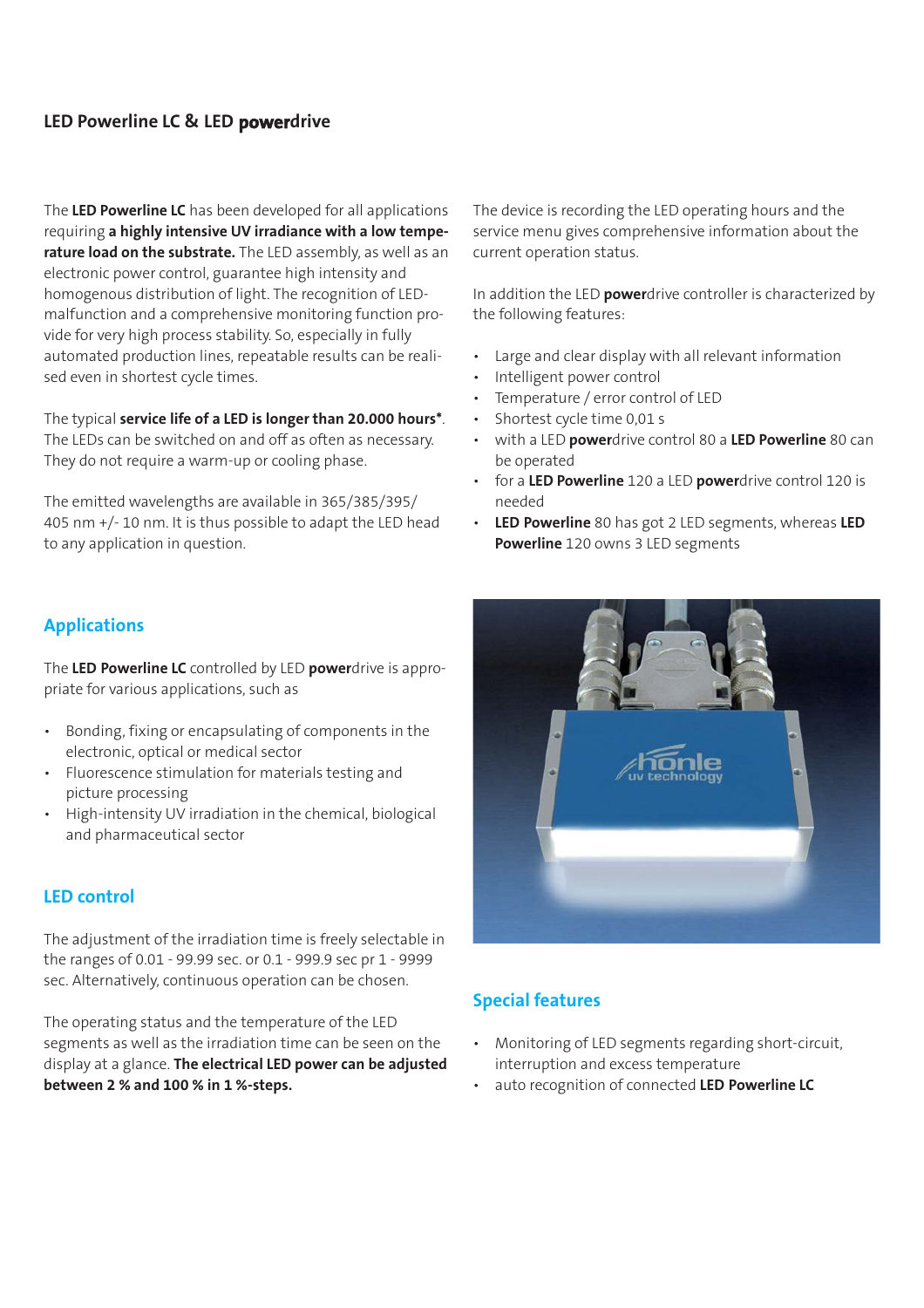## LED Powerline LC & LED **power**drive

The **LED Powerline LC** has been developed for all applications requiring **a highly intensive UV irradiance with a low temperature load on the substrate.** The LED assembly, as well as an electronic power control, guarantee high intensity and homogenous distribution of light. The recognition of LED-malfunction and a comprehensive monitoring function provide for very high process stability. So, especially in fully automated production lines, repeatable results can be realised even in shortest cycle times.

The typical **service life of a LED is longer than 20.000 hours***. The LEDs can be switched on and off as often as necessary. They do not require a warm-up or cooling phase.

The emitted wavelengths are available in 365/385/395/405 nm +/- 10 nm. It is thus possible to adapt the LED head to any application in question.

The device is recording the LED operating hours and the service menu gives comprehensive information about the current operation status.

In addition the LED **power**drive controller is characterized by the following features:

- Large and clear display with all relevant information
- Intelligent power control
- Temperature / error control of LED
- Shortest cycle time 0,01 s
- with a LED **power**drive control 80 a **LED Powerline** 80 can be operated
- for a **LED Powerline** 120 a LED **power**drive control 120 is needed
- **LED Powerline** 80 has got 2 LED segments, whereas **LED Powerline** 120 owns 3 LED segments

### Applications

The **LED Powerline LC** controlled by LED **power**drive is appropriate for various applications, such as

- Bonding, fixing or encapsulating of components in the electronic, optical or medical sector
- Fluorescence stimulation for materials testing and picture processing
- High-intensity UV irradiation in the chemical, biological and pharmaceutical sector

### LED control

The adjustment of the irradiation time is freely selectable in the ranges of 0.01 - 99.99 sec. or 0.1 - 999.9 sec pr 1 - 9999 sec. Alternatively, continuous operation can be chosen.

The operating status and the temperature of the LED segments as well as the irradiation time can be seen on the display at a glance. **The electrical LED power can be adjusted between 2 % and 100 % in 1 %-steps.**

### Special features

- Monitoring of LED segments regarding short-circuit, interruption and excess temperature
- auto recognition of connected **LED Powerline LC**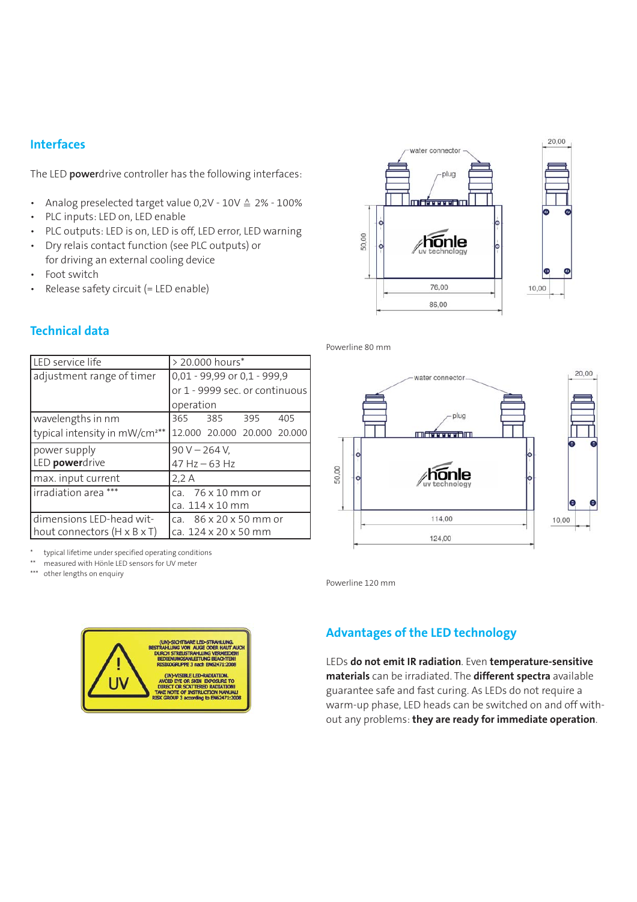## Interfaces

The LED **power**drive controller has the following interfaces:

- Analog preselected target value 0,2V - 10V ≙ 2% - 100%
- PLC inputs: LED on, LED enable
- PLC outputs: LED is on, LED is off, LED error, LED warning
- Dry relais contact function (see PLC outputs) or for driving an external cooling device
- Foot switch
- Release safety circuit (= LED enable)

## Technical data

| | |
|---|---|
| LED service life | > 20.000 hours* |
| adjustment range of timer | 0,01 - 99,99 or 0,1 - 999,9 or 1 - 9999 sec. or continuous operation |
| wavelengths in nm<br>typical intensity in mW/cm²** | 365 385 395 405<br>12.000 20.000 20.000 20.000 |
| power supply<br>LED **power**drive | 90 V – 264 V,<br>47 Hz – 63 Hz |
| max. input current | 2,2 A |
| irradiation area *** | ca. 76 x 10 mm or<br>ca. 114 x 10 mm |
| dimensions LED-head without connectors (H x B x T) | ca. 86 x 20 x 50 mm or<br>ca. 124 x 20 x 50 mm |

\* typical lifetime under specified operating conditions
** measured with Hönle LED sensors for UV meter
*** other lengths on enquiry

Powerline 80 mm

Powerline 120 mm

(UN)-SICHTBARE LED-STRAHLUNG. BESTRAHLUNG VON AUGE ODER HAUT AUCH DURCH STREUSTRAHLUNG VERMEIDEN! BEDIENUNGSANLEITUNG BEACHTEN! RISIKOGRUPPE 3 nach EN62471:2008
(IN)-VISIBLE LED-RADIATION. AVOID EYE OR SKIN EXPOSURE TO DIRECT OR SCATTERED RADIATION! TAKE NOTE OF INSTRUCTION MANUAL! RISK GROUP 3 according to EN62471:2008

## Advantages of the LED technology

LEDs **do not emit IR radiation**. Even **temperature-sensitive materials** can be irradiated. The **different spectra** available guarantee safe and fast curing. As LEDs do not require a warm-up phase, LED heads can be switched on and off without any problems: **they are ready for immediate operation**.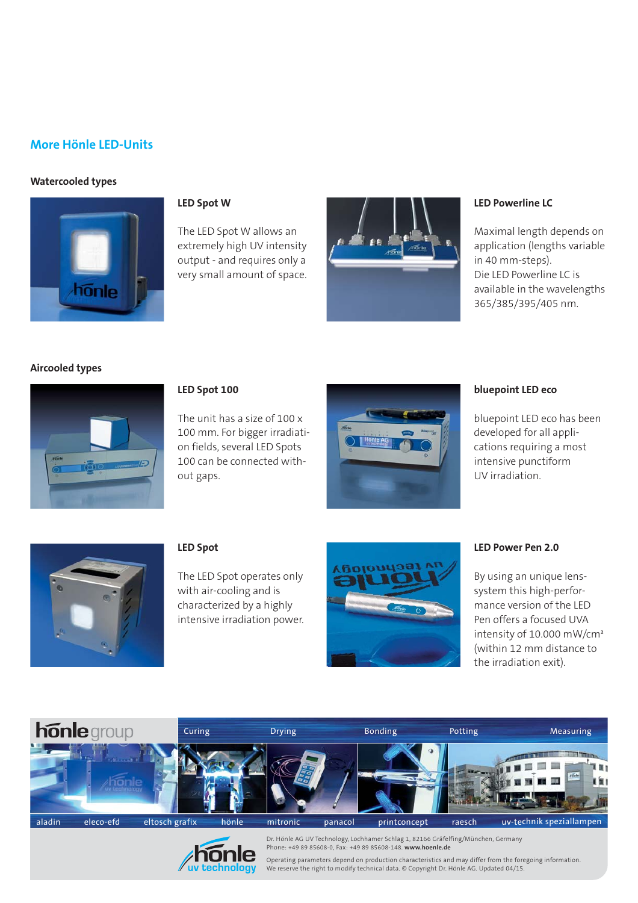## More Hönle LED-Units

### Watercooled types

#### LED Spot W

The LED Spot W allows an extremely high UV intensity output - and requires only a very small amount of space.

#### LED Powerline LC

Maximal length depends on application (lengths variable in 40 mm-steps).
Die LED Powerline LC is available in the wavelengths 365/385/395/405 nm.

### Aircooled types

#### LED Spot 100

The unit has a size of 100 x 100 mm. For bigger irradiation fields, several LED Spots 100 can be connected without gaps.

#### bluepoint LED eco

bluepoint LED eco has been developed for all applications requiring a most intensive punctiform UV irradiation.

#### LED Spot

The LED Spot operates only with air-cooling and is characterized by a highly intensive irradiation power.

#### LED Power Pen 2.0

By using an unique lens-system this high-performance version of the LED Pen offers a focused UVA intensity of 10.000 mW/cm² (within 12 mm distance to the irradiation exit).

hönle group

Curing | Drying | Bonding | Potting | Measuring

aladin | eleco-efd | eltosch grafix | hönle | mitronic | panacol | printconcept | raesch | uv-technik speziallampen

hönle uv technology

Dr. Hönle AG UV Technology, Lochhamer Schlag 1, 82166 Gräfelfing/München, Germany
Phone: +49 89 85608-0, Fax: +49 89 85608-148. **www.hoenle.de**

Operating parameters depend on production characteristics and may differ from the foregoing information.
We reserve the right to modify technical data. © Copyright Dr. Hönle AG. Updated 04/15.